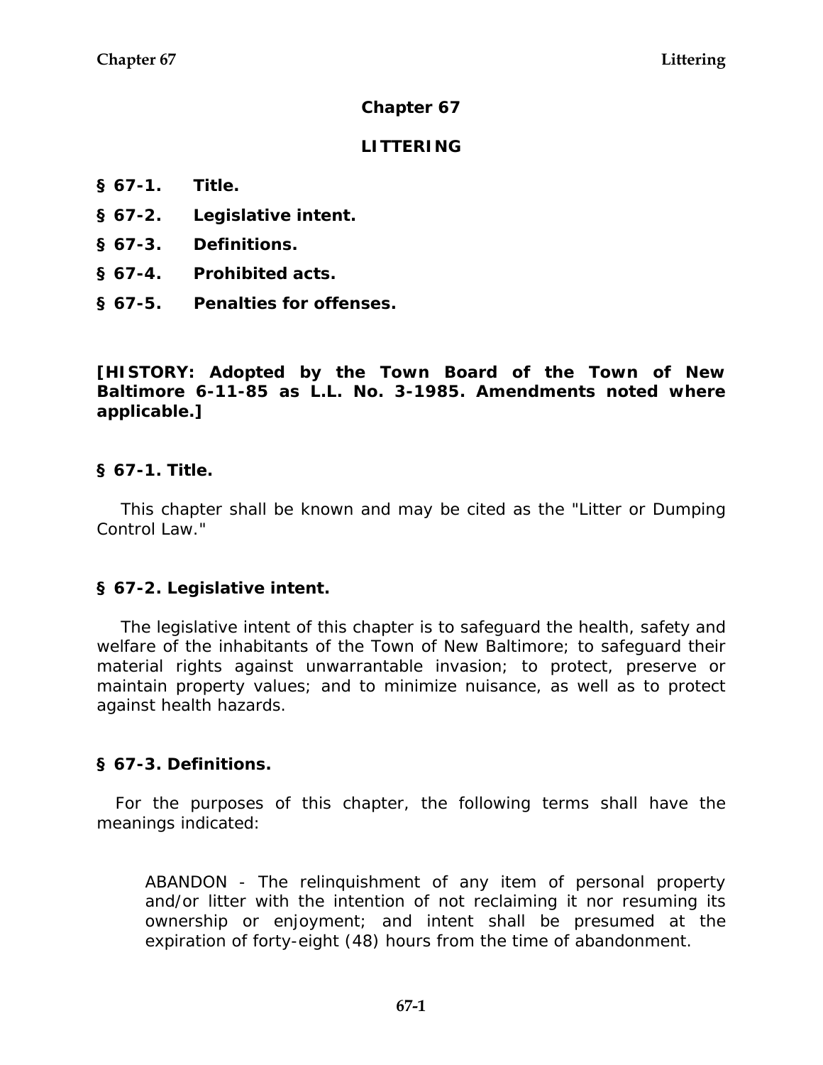# Chapter 67

## LITTERING

**§ 67-1. Title.**

**§ 67-2. Legislative intent.**

**§ 67-3. Definitions.**

**§ 67-4. Prohibited acts.**

**§ 67-5. Penalties for offenses.**

**[HISTORY: Adopted by the Town Board of the Town of New Baltimore 6-11-85 as L.L. No. 3-1985. Amendments noted where applicable.]**

### § 67-1. Title.

This chapter shall be known and may be cited as the "Litter or Dumping Control Law."

### § 67-2. Legislative intent.

The legislative intent of this chapter is to safeguard the health, safety and welfare of the inhabitants of the Town of New Baltimore; to safeguard their material rights against unwarrantable invasion; to protect, preserve or maintain property values; and to minimize nuisance, as well as to protect against health hazards.

### § 67-3. Definitions.

For the purposes of this chapter, the following terms shall have the meanings indicated:

ABANDON - The relinquishment of any item of personal property and/or litter with the intention of not reclaiming it nor resuming its ownership or enjoyment; and intent shall be presumed at the expiration of forty-eight (48) hours from the time of abandonment.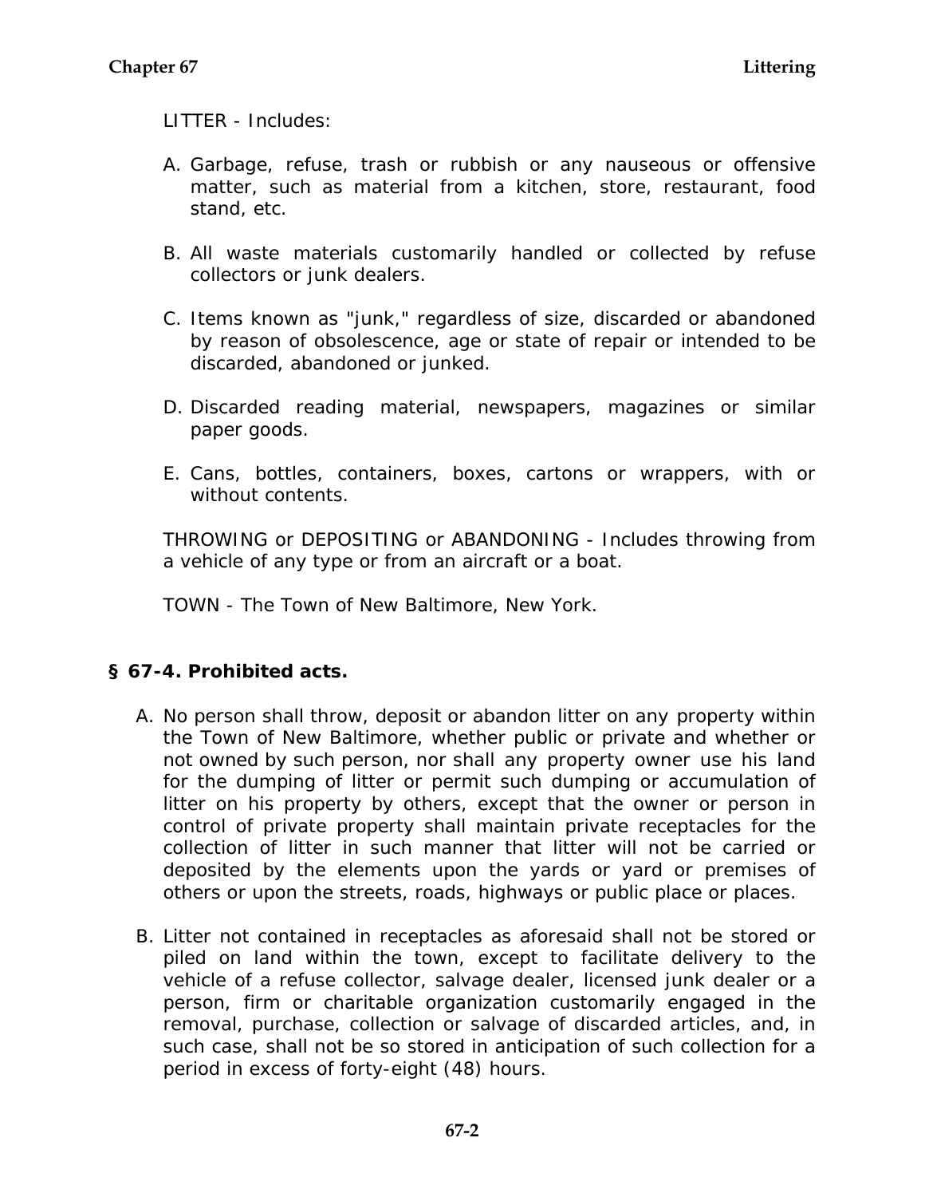LITTER - Includes:

A. Garbage, refuse, trash or rubbish or any nauseous or offensive matter, such as material from a kitchen, store, restaurant, food stand, etc.

B. All waste materials customarily handled or collected by refuse collectors or junk dealers.

C. Items known as "junk," regardless of size, discarded or abandoned by reason of obsolescence, age or state of repair or intended to be discarded, abandoned or junked.

D. Discarded reading material, newspapers, magazines or similar paper goods.

E. Cans, bottles, containers, boxes, cartons or wrappers, with or without contents.

THROWING or DEPOSITING or ABANDONING - Includes throwing from a vehicle of any type or from an aircraft or a boat.

TOWN - The Town of New Baltimore, New York.

### § 67-4. Prohibited acts.

A. No person shall throw, deposit or abandon litter on any property within the Town of New Baltimore, whether public or private and whether or not owned by such person, nor shall any property owner use his land for the dumping of litter or permit such dumping or accumulation of litter on his property by others, except that the owner or person in control of private property shall maintain private receptacles for the collection of litter in such manner that litter will not be carried or deposited by the elements upon the yards or yard or premises of others or upon the streets, roads, highways or public place or places.

B. Litter not contained in receptacles as aforesaid shall not be stored or piled on land within the town, except to facilitate delivery to the vehicle of a refuse collector, salvage dealer, licensed junk dealer or a person, firm or charitable organization customarily engaged in the removal, purchase, collection or salvage of discarded articles, and, in such case, shall not be so stored in anticipation of such collection for a period in excess of forty-eight (48) hours.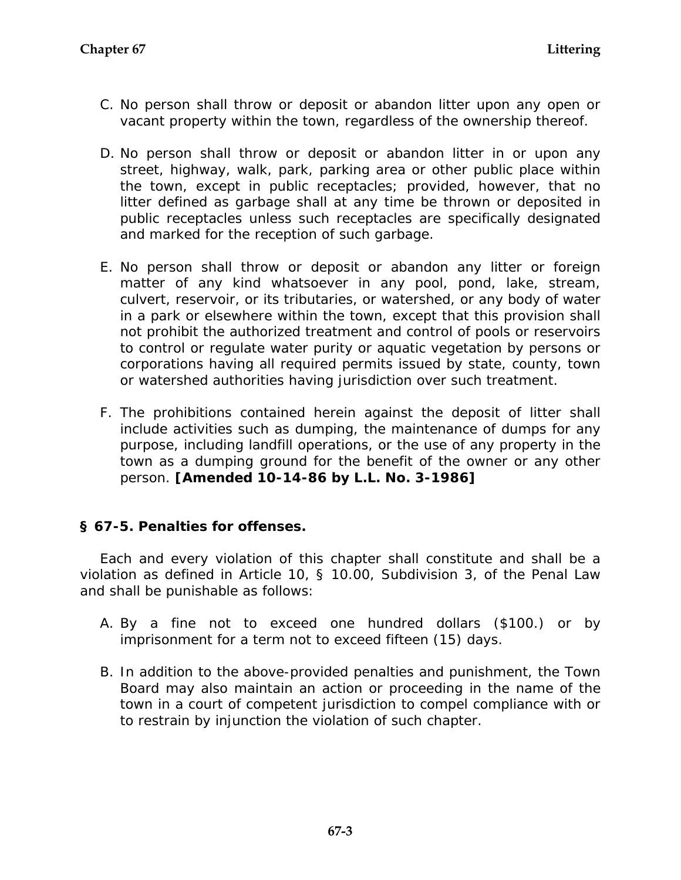C. No person shall throw or deposit or abandon litter upon any open or vacant property within the town, regardless of the ownership thereof.

D. No person shall throw or deposit or abandon litter in or upon any street, highway, walk, park, parking area or other public place within the town, except in public receptacles; provided, however, that no litter defined as garbage shall at any time be thrown or deposited in public receptacles unless such receptacles are specifically designated and marked for the reception of such garbage.

E. No person shall throw or deposit or abandon any litter or foreign matter of any kind whatsoever in any pool, pond, lake, stream, culvert, reservoir, or its tributaries, or watershed, or any body of water in a park or elsewhere within the town, except that this provision shall not prohibit the authorized treatment and control of pools or reservoirs to control or regulate water purity or aquatic vegetation by persons or corporations having all required permits issued by state, county, town or watershed authorities having jurisdiction over such treatment.

F. The prohibitions contained herein against the deposit of litter shall include activities such as dumping, the maintenance of dumps for any purpose, including landfill operations, or the use of any property in the town as a dumping ground for the benefit of the owner or any other person. **[Amended 10-14-86 by L.L. No. 3-1986]**

## § 67-5. Penalties for offenses.

Each and every violation of this chapter shall constitute and shall be a violation as defined in Article 10, § 10.00, Subdivision 3, of the Penal Law and shall be punishable as follows:

A. By a fine not to exceed one hundred dollars ($100.) or by imprisonment for a term not to exceed fifteen (15) days.

B. In addition to the above-provided penalties and punishment, the Town Board may also maintain an action or proceeding in the name of the town in a court of competent jurisdiction to compel compliance with or to restrain by injunction the violation of such chapter.